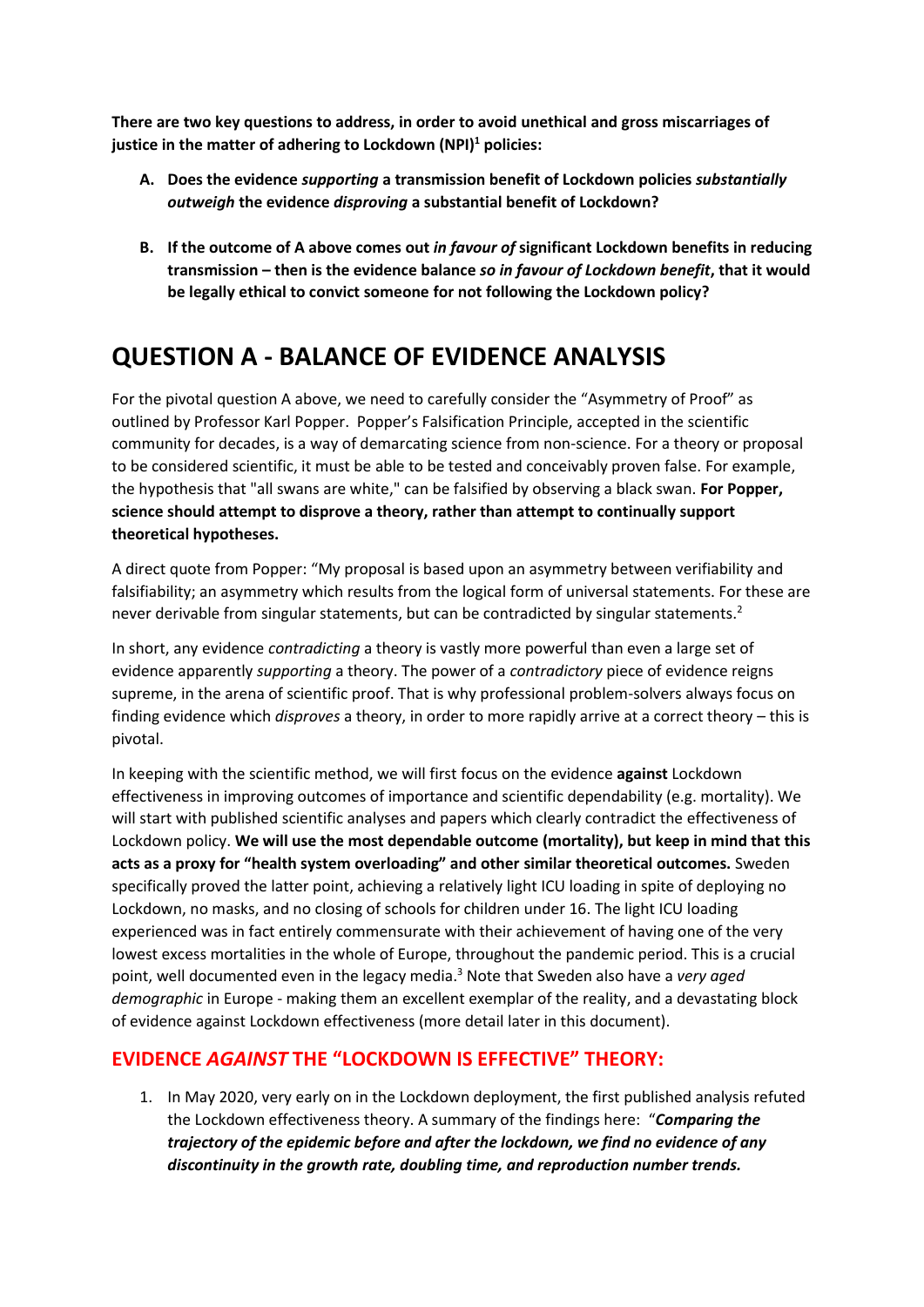**There are two key questions to address, in order to avoid unethical and gross miscarriages of justice in the matter of adhering to Lockdown (NPI)[1] policies:**

A. **Does the evidence *supporting* a transmission benefit of Lockdown policies *substantially outweigh* the evidence *disproving* a substantial benefit of Lockdown?**

B. **If the outcome of A above comes out *in favour of* significant Lockdown benefits in reducing transmission – then is the evidence balance *so in favour of Lockdown benefit*, that it would be legally ethical to convict someone for not following the Lockdown policy?**

# QUESTION A - BALANCE OF EVIDENCE ANALYSIS

For the pivotal question A above, we need to carefully consider the "Asymmetry of Proof" as outlined by Professor Karl Popper. Popper's Falsification Principle, accepted in the scientific community for decades, is a way of demarcating science from non-science. For a theory or proposal to be considered scientific, it must be able to be tested and conceivably proven false. For example, the hypothesis that "all swans are white," can be falsified by observing a black swan. **For Popper, science should attempt to disprove a theory, rather than attempt to continually support theoretical hypotheses.**

A direct quote from Popper: "My proposal is based upon an asymmetry between verifiability and falsifiability; an asymmetry which results from the logical form of universal statements. For these are never derivable from singular statements, but can be contradicted by singular statements.[2]

In short, any evidence *contradicting* a theory is vastly more powerful than even a large set of evidence apparently *supporting* a theory. The power of a *contradictory* piece of evidence reigns supreme, in the arena of scientific proof. That is why professional problem-solvers always focus on finding evidence which *disproves* a theory, in order to more rapidly arrive at a correct theory – this is pivotal.

In keeping with the scientific method, we will first focus on the evidence **against** Lockdown effectiveness in improving outcomes of importance and scientific dependability (e.g. mortality). We will start with published scientific analyses and papers which clearly contradict the effectiveness of Lockdown policy. **We will use the most dependable outcome (mortality), but keep in mind that this acts as a proxy for "health system overloading" and other similar theoretical outcomes.** Sweden specifically proved the latter point, achieving a relatively light ICU loading in spite of deploying no Lockdown, no masks, and no closing of schools for children under 16. The light ICU loading experienced was in fact entirely commensurate with their achievement of having one of the very lowest excess mortalities in the whole of Europe, throughout the pandemic period. This is a crucial point, well documented even in the legacy media.[3] Note that Sweden also have a *very aged demographic* in Europe - making them an excellent exemplar of the reality, and a devastating block of evidence against Lockdown effectiveness (more detail later in this document).

## EVIDENCE *AGAINST* THE "LOCKDOWN IS EFFECTIVE" THEORY:

1. In May 2020, very early on in the Lockdown deployment, the first published analysis refuted the Lockdown effectiveness theory. A summary of the findings here: "***Comparing the trajectory of the epidemic before and after the lockdown, we find no evidence of any discontinuity in the growth rate, doubling time, and reproduction number trends.***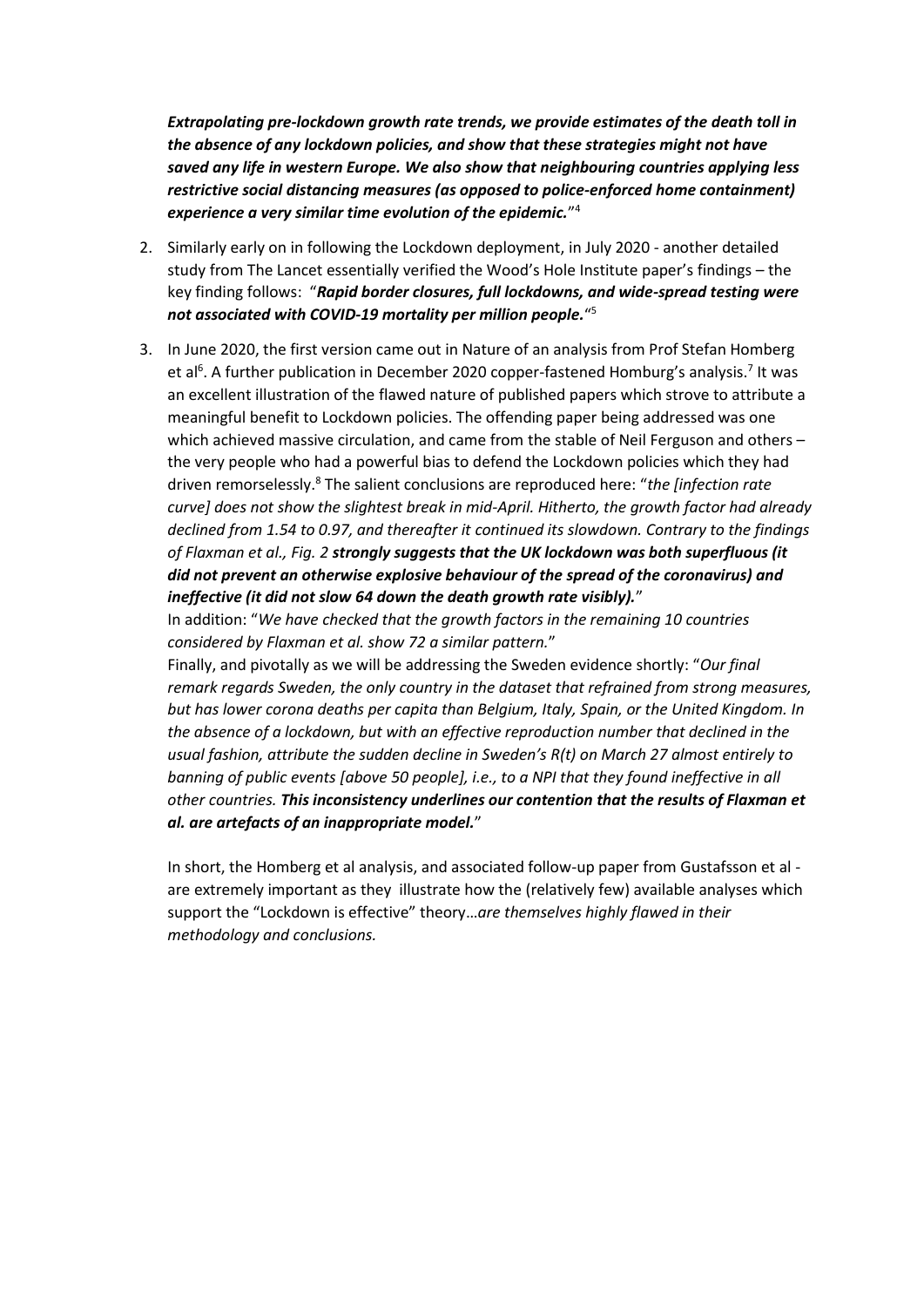***Extrapolating pre-lockdown growth rate trends, we provide estimates of the death toll in the absence of any lockdown policies, and show that these strategies might not have saved any life in western Europe. We also show that neighbouring countries applying less restrictive social distancing measures (as opposed to police-enforced home containment) experience a very similar time evolution of the epidemic.***"[4]

2. Similarly early on in following the Lockdown deployment, in July 2020 - another detailed study from The Lancet essentially verified the Wood's Hole Institute paper's findings – the key finding follows: "***Rapid border closures, full lockdowns, and wide-spread testing were not associated with COVID-19 mortality per million people.***"[5]

3. In June 2020, the first version came out in Nature of an analysis from Prof Stefan Homberg et al[6]. A further publication in December 2020 copper-fastened Homburg's analysis.[7] It was an excellent illustration of the flawed nature of published papers which strove to attribute a meaningful benefit to Lockdown policies. The offending paper being addressed was one which achieved massive circulation, and came from the stable of Neil Ferguson and others – the very people who had a powerful bias to defend the Lockdown policies which they had driven remorselessly.[8] The salient conclusions are reproduced here: "*the [infection rate curve] does not show the slightest break in mid-April. Hitherto, the growth factor had already declined from 1.54 to 0.97, and thereafter it continued its slowdown. Contrary to the findings of Flaxman et al., Fig. 2* ***strongly suggests that the UK lockdown was both superfluous (it did not prevent an otherwise explosive behaviour of the spread of the coronavirus) and ineffective (it did not slow 64 down the death growth rate visibly).***"

   In addition: "*We have checked that the growth factors in the remaining 10 countries considered by Flaxman et al. show 72 a similar pattern.*"

   Finally, and pivotally as we will be addressing the Sweden evidence shortly: "*Our final remark regards Sweden, the only country in the dataset that refrained from strong measures, but has lower corona deaths per capita than Belgium, Italy, Spain, or the United Kingdom. In the absence of a lockdown, but with an effective reproduction number that declined in the usual fashion, attribute the sudden decline in Sweden's R(t) on March 27 almost entirely to banning of public events [above 50 people], i.e., to a NPI that they found ineffective in all other countries.* ***This inconsistency underlines our contention that the results of Flaxman et al. are artefacts of an inappropriate model.***"

   In short, the Homberg et al analysis, and associated follow-up paper from Gustafsson et al - are extremely important as they illustrate how the (relatively few) available analyses which support the "Lockdown is effective" theory…*are themselves highly flawed in their methodology and conclusions.*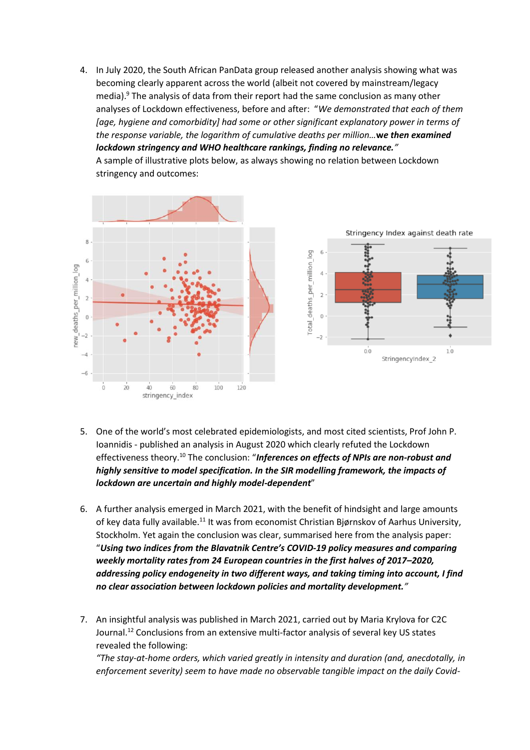4. In July 2020, the South African PanData group released another analysis showing what was becoming clearly apparent across the world (albeit not covered by mainstream/legacy media).[9] The analysis of data from their report had the same conclusion as many other analyses of Lockdown effectiveness, before and after: "*We demonstrated that each of them [age, hygiene and comorbidity] had some or other significant explanatory power in terms of the response variable, the logarithm of cumulative deaths per million…* ***we then examined lockdown stringency and WHO healthcare rankings, finding no relevance.***"
   A sample of illustrative plots below, as always showing no relation between Lockdown stringency and outcomes:

5. One of the world's most celebrated epidemiologists, and most cited scientists, Prof John P. Ioannidis - published an analysis in August 2020 which clearly refuted the Lockdown effectiveness theory.[10] The conclusion: "***Inferences on effects of NPIs are non-robust and highly sensitive to model specification. In the SIR modelling framework, the impacts of lockdown are uncertain and highly model-dependent***"

6. A further analysis emerged in March 2021, with the benefit of hindsight and large amounts of key data fully available.[11] It was from economist Christian Bjørnskov of Aarhus University, Stockholm. Yet again the conclusion was clear, summarised here from the analysis paper: "***Using two indices from the Blavatnik Centre's COVID-19 policy measures and comparing weekly mortality rates from 24 European countries in the first halves of 2017–2020, addressing policy endogeneity in two different ways, and taking timing into account, I find no clear association between lockdown policies and mortality development.***"

7. An insightful analysis was published in March 2021, carried out by Maria Krylova for C2C Journal.[12] Conclusions from an extensive multi-factor analysis of several key US states revealed the following:
   *"The stay-at-home orders, which varied greatly in intensity and duration (and, anecdotally, in enforcement severity) seem to have made no observable tangible impact on the daily Covid-*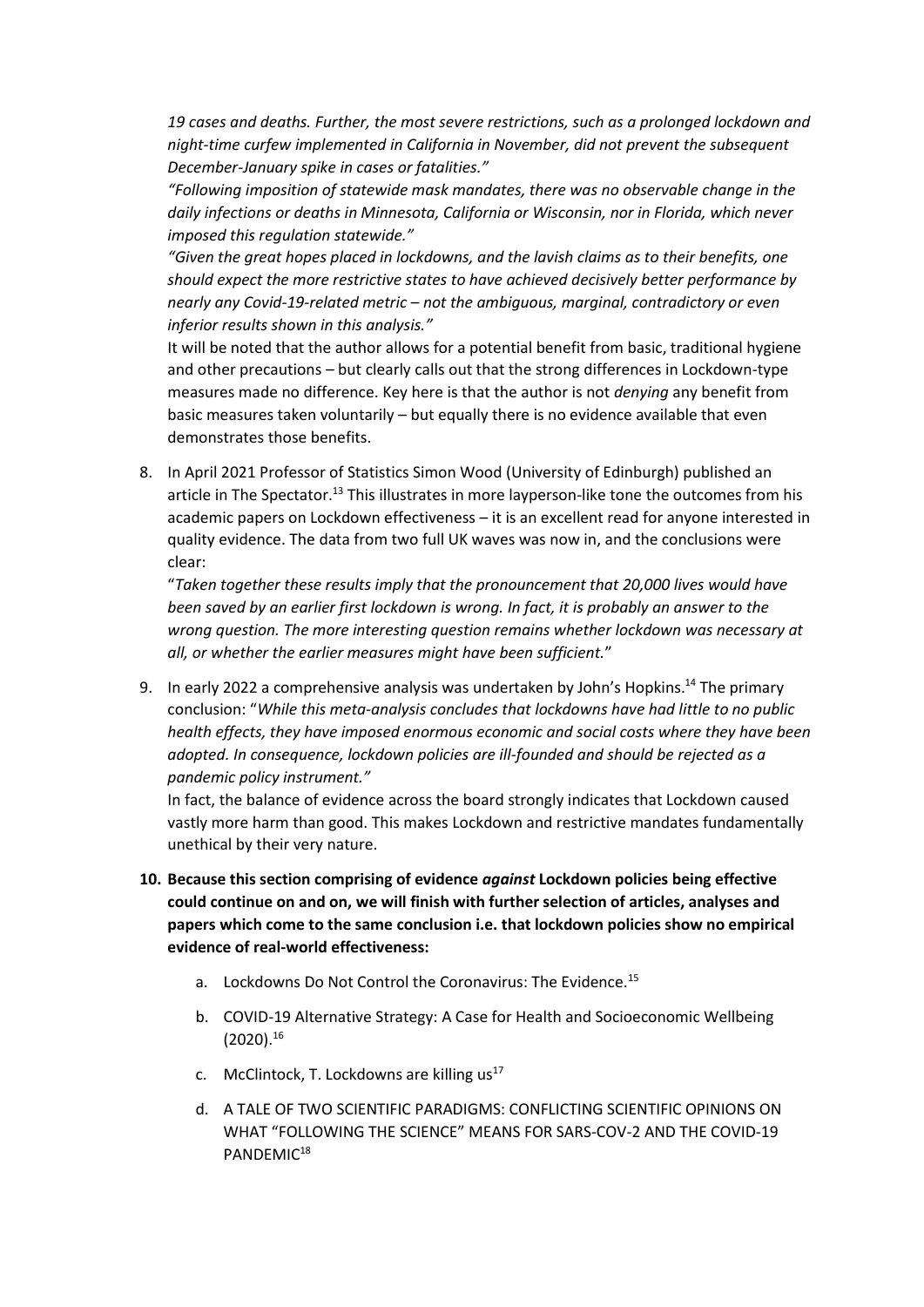*19 cases and deaths. Further, the most severe restrictions, such as a prolonged lockdown and night-time curfew implemented in California in November, did not prevent the subsequent December-January spike in cases or fatalities."*

*"Following imposition of statewide mask mandates, there was no observable change in the daily infections or deaths in Minnesota, California or Wisconsin, nor in Florida, which never imposed this regulation statewide."*

*"Given the great hopes placed in lockdowns, and the lavish claims as to their benefits, one should expect the more restrictive states to have achieved decisively better performance by nearly any Covid-19-related metric – not the ambiguous, marginal, contradictory or even inferior results shown in this analysis."*

It will be noted that the author allows for a potential benefit from basic, traditional hygiene and other precautions – but clearly calls out that the strong differences in Lockdown-type measures made no difference. Key here is that the author is not *denying* any benefit from basic measures taken voluntarily – but equally there is no evidence available that even demonstrates those benefits.

8. In April 2021 Professor of Statistics Simon Wood (University of Edinburgh) published an article in The Spectator.[13] This illustrates in more layperson-like tone the outcomes from his academic papers on Lockdown effectiveness – it is an excellent read for anyone interested in quality evidence. The data from two full UK waves was now in, and the conclusions were clear:

   "*Taken together these results imply that the pronouncement that 20,000 lives would have been saved by an earlier first lockdown is wrong. In fact, it is probably an answer to the wrong question. The more interesting question remains whether lockdown was necessary at all, or whether the earlier measures might have been sufficient.*"

9. In early 2022 a comprehensive analysis was undertaken by John's Hopkins.[14] The primary conclusion: "*While this meta-analysis concludes that lockdowns have had little to no public health effects, they have imposed enormous economic and social costs where they have been adopted. In consequence, lockdown policies are ill-founded and should be rejected as a pandemic policy instrument.*"

   In fact, the balance of evidence across the board strongly indicates that Lockdown caused vastly more harm than good. This makes Lockdown and restrictive mandates fundamentally unethical by their very nature.

10. **Because this section comprising of evidence *against* Lockdown policies being effective could continue on and on, we will finish with further selection of articles, analyses and papers which come to the same conclusion i.e. that lockdown policies show no empirical evidence of real-world effectiveness:**

    a. Lockdowns Do Not Control the Coronavirus: The Evidence.[15]

    b. COVID-19 Alternative Strategy: A Case for Health and Socioeconomic Wellbeing (2020).[16]

    c. McClintock, T. Lockdowns are killing us[17]

    d. A TALE OF TWO SCIENTIFIC PARADIGMS: CONFLICTING SCIENTIFIC OPINIONS ON WHAT "FOLLOWING THE SCIENCE" MEANS FOR SARS-COV-2 AND THE COVID-19 PANDEMIC[18]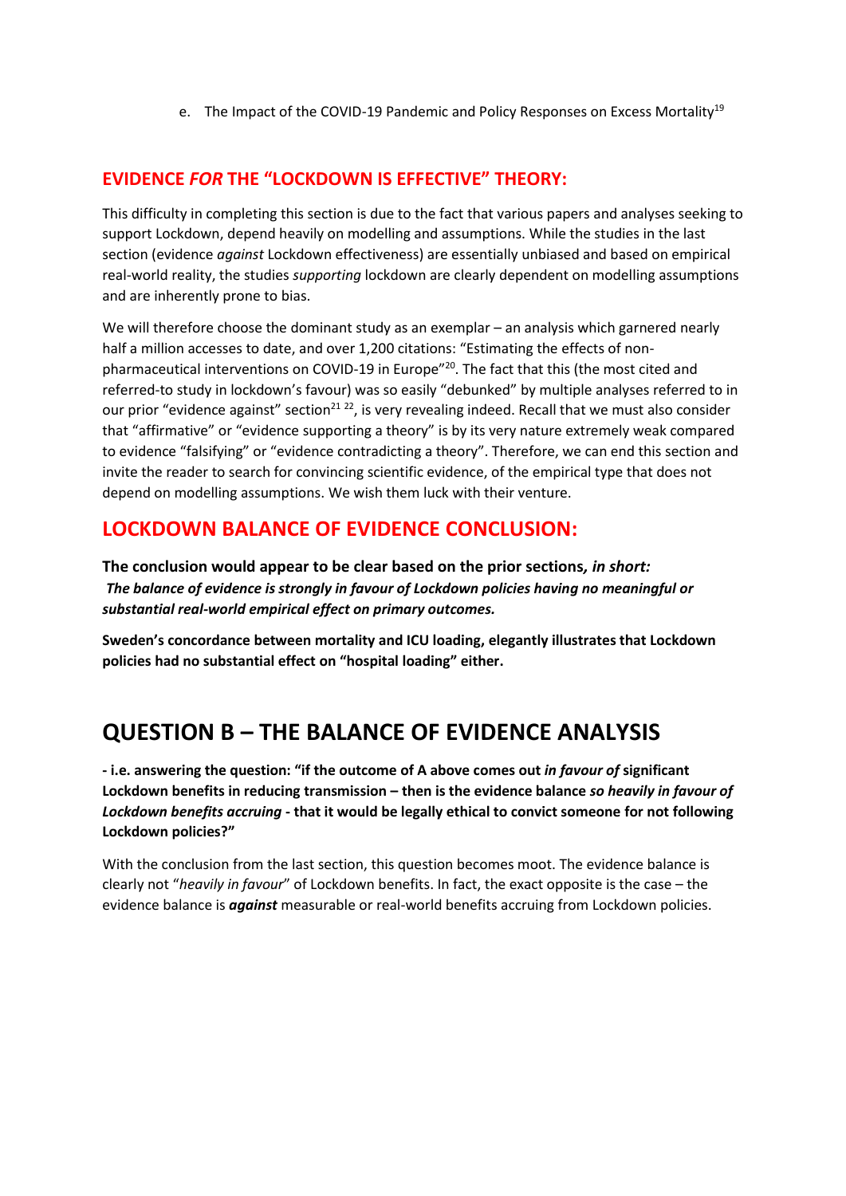e. The Impact of the COVID-19 Pandemic and Policy Responses on Excess Mortality[19]

## EVIDENCE *FOR* THE "LOCKDOWN IS EFFECTIVE" THEORY:

This difficulty in completing this section is due to the fact that various papers and analyses seeking to support Lockdown, depend heavily on modelling and assumptions. While the studies in the last section (evidence *against* Lockdown effectiveness) are essentially unbiased and based on empirical real-world reality, the studies *supporting* lockdown are clearly dependent on modelling assumptions and are inherently prone to bias.

We will therefore choose the dominant study as an exemplar – an analysis which garnered nearly half a million accesses to date, and over 1,200 citations: "Estimating the effects of non-pharmaceutical interventions on COVID-19 in Europe"[20]. The fact that this (the most cited and referred-to study in lockdown's favour) was so easily "debunked" by multiple analyses referred to in our prior "evidence against" section[21 22], is very revealing indeed. Recall that we must also consider that "affirmative" or "evidence supporting a theory" is by its very nature extremely weak compared to evidence "falsifying" or "evidence contradicting a theory". Therefore, we can end this section and invite the reader to search for convincing scientific evidence, of the empirical type that does not depend on modelling assumptions. We wish them luck with their venture.

## LOCKDOWN BALANCE OF EVIDENCE CONCLUSION:

**The conclusion would appear to be clear based on the prior sections*, in short:***
***The balance of evidence is strongly in favour of Lockdown policies having no meaningful or substantial real-world empirical effect on primary outcomes.***

**Sweden's concordance between mortality and ICU loading, elegantly illustrates that Lockdown policies had no substantial effect on "hospital loading" either.**

# QUESTION B – THE BALANCE OF EVIDENCE ANALYSIS

**- i.e. answering the question: "if the outcome of A above comes out *in favour of* significant Lockdown benefits in reducing transmission – then is the evidence balance *so heavily in favour of Lockdown benefits accruing* - that it would be legally ethical to convict someone for not following Lockdown policies?"**

With the conclusion from the last section, this question becomes moot. The evidence balance is clearly not "*heavily in favour*" of Lockdown benefits. In fact, the exact opposite is the case – the evidence balance is ***against*** measurable or real-world benefits accruing from Lockdown policies.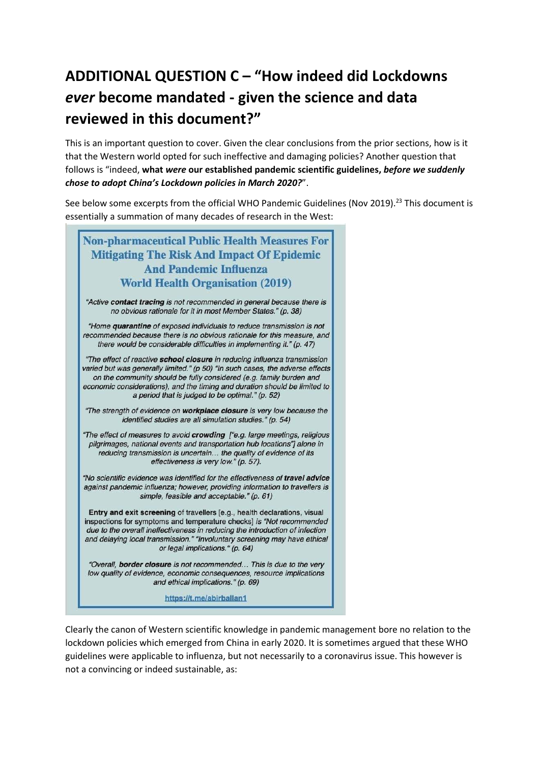## ADDITIONAL QUESTION C – "How indeed did Lockdowns *ever* become mandated - given the science and data reviewed in this document?"

This is an important question to cover. Given the clear conclusions from the prior sections, how is it that the Western world opted for such ineffective and damaging policies? Another question that follows is "indeed, **what *were* our established pandemic scientific guidelines, *before we suddenly chose to adopt China's Lockdown policies in March 2020?***".

See below some excerpts from the official WHO Pandemic Guidelines (Nov 2019).[23] This document is essentially a summation of many decades of research in the West:

> **Non-pharmaceutical Public Health Measures For Mitigating The Risk And Impact Of Epidemic And Pandemic Influenza**
> **World Health Organisation (2019)**
>
> *"Active **contact tracing** is not recommended in general because there is no obvious rationale for it in most Member States." (p. 38)*
>
> *"Home **quarantine** of exposed individuals to reduce transmission is not recommended because there is no obvious rationale for this measure, and there would be considerable difficulties in implementing it." (p. 47)*
>
> *"The effect of reactive **school closure** in reducing influenza transmission varied but was generally limited." (p 50) "In such cases, the adverse effects on the community should be fully considered (e.g. family burden and economic considerations), and the timing and duration should be limited to a period that is judged to be optimal." (p. 52)*
>
> *"The strength of evidence on **workplace closure** is very low because the identified studies are all simulation studies." (p. 54)*
>
> *"The effect of measures to avoid **crowding** ["e.g. large meetings, religious pilgrimages, national events and transportation hub locations"] alone in reducing transmission is uncertain… the quality of evidence of its effectiveness is very low." (p. 57).*
>
> *"No scientific evidence was identified for the effectiveness of **travel advice** against pandemic influenza; however, providing information to travellers is simple, feasible and acceptable." (p. 61)*
>
> **Entry and exit screening** of travellers [e.g., health declarations, visual inspections for symptoms and temperature checks] *is "Not recommended due to the overall ineffectiveness in reducing the introduction of infection and delaying local transmission." "Involuntary screening may have ethical or legal implications." (p. 64)*
>
> *"Overall, **border closure** is not recommended… This is due to the very low quality of evidence, economic consequences, resource implications and ethical implications." (p. 69)*
>
> https://t.me/abirballan1

Clearly the canon of Western scientific knowledge in pandemic management bore no relation to the lockdown policies which emerged from China in early 2020. It is sometimes argued that these WHO guidelines were applicable to influenza, but not necessarily to a coronavirus issue. This however is not a convincing or indeed sustainable, as: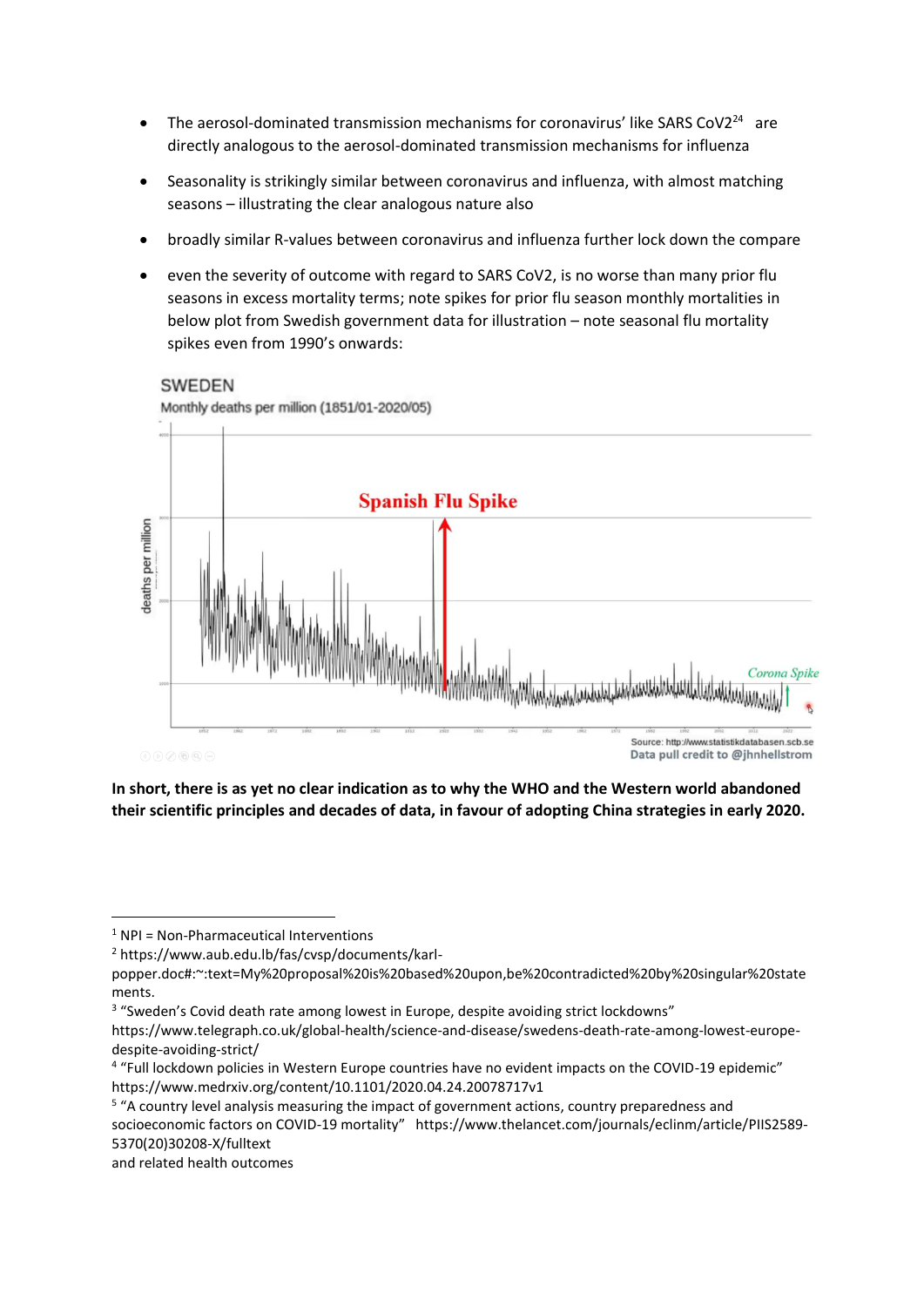- The aerosol-dominated transmission mechanisms for coronavirus' like SARS CoV2[24] are directly analogous to the aerosol-dominated transmission mechanisms for influenza
- Seasonality is strikingly similar between coronavirus and influenza, with almost matching seasons – illustrating the clear analogous nature also
- broadly similar R-values between coronavirus and influenza further lock down the compare
- even the severity of outcome with regard to SARS CoV2, is no worse than many prior flu seasons in excess mortality terms; note spikes for prior flu season monthly mortalities in below plot from Swedish government data for illustration – note seasonal flu mortality spikes even from 1990's onwards:

SWEDEN
Monthly deaths per million (1851/01-2020/05)

Spanish Flu Spike

Corona Spike

deaths per million

Source: http://www.statistikdatabasen.scb.se
Data pull credit to @jhnhellstrom

**In short, there is as yet no clear indication as to why the WHO and the Western world abandoned their scientific principles and decades of data, in favour of adopting China strategies in early 2020.**

---

[1] NPI = Non-Pharmaceutical Interventions

[2] https://www.aub.edu.lb/fas/cvsp/documents/karl-popper.doc#:~:text=My%20proposal%20is%20based%20upon,be%20contradicted%20by%20singular%20statements.

[3] "Sweden's Covid death rate among lowest in Europe, despite avoiding strict lockdowns" https://www.telegraph.co.uk/global-health/science-and-disease/swedens-death-rate-among-lowest-europe-despite-avoiding-strict/

[4] "Full lockdown policies in Western Europe countries have no evident impacts on the COVID-19 epidemic" https://www.medrxiv.org/content/10.1101/2020.04.24.20078717v1

[5] "A country level analysis measuring the impact of government actions, country preparedness and socioeconomic factors on COVID-19 mortality" https://www.thelancet.com/journals/eclinm/article/PIIS2589-5370(20)30208-X/fulltext
and related health outcomes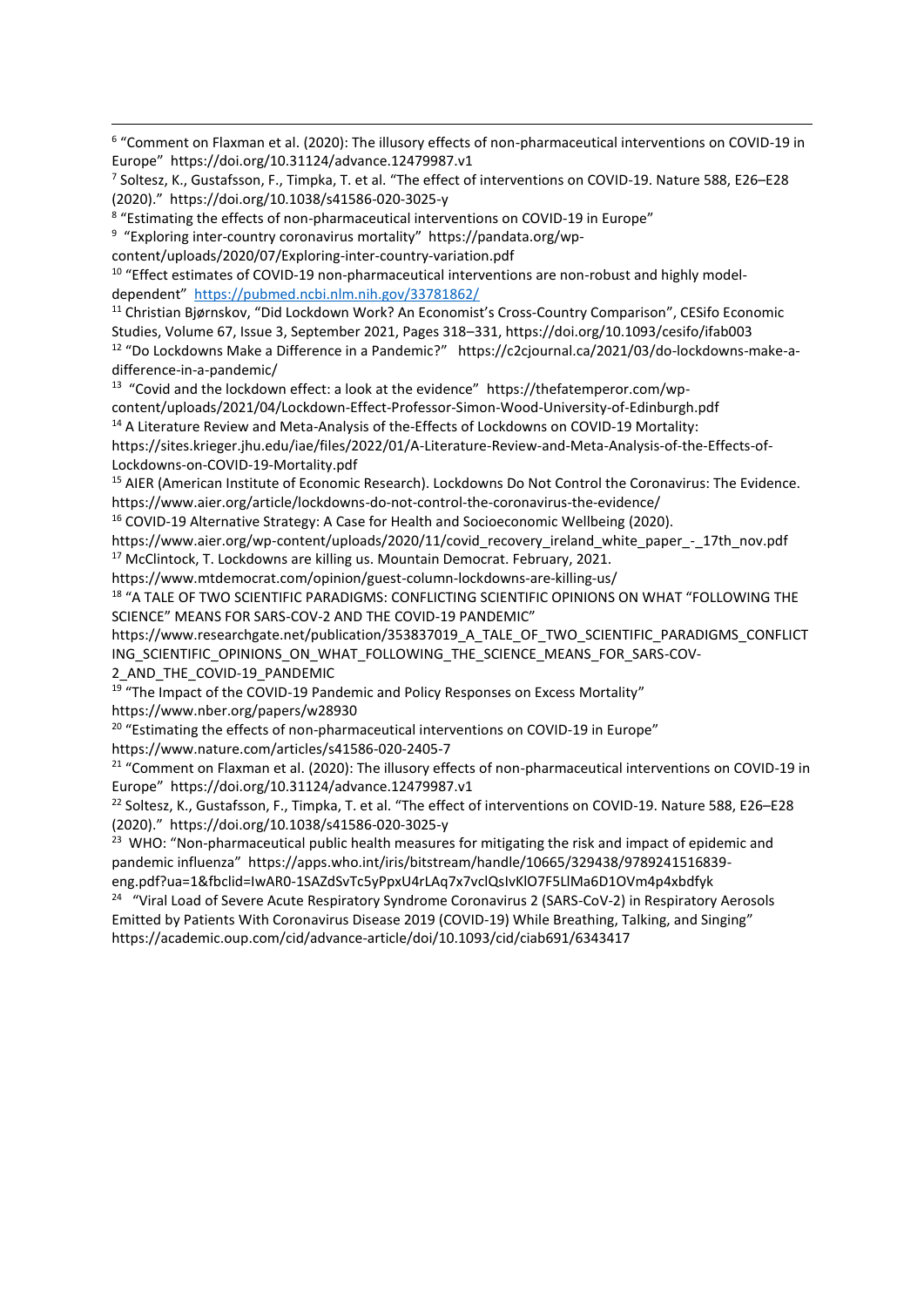[6] "Comment on Flaxman et al. (2020): The illusory effects of non-pharmaceutical interventions on COVID-19 in Europe" https://doi.org/10.31124/advance.12479987.v1

[7] Soltesz, K., Gustafsson, F., Timpka, T. et al. "The effect of interventions on COVID-19. Nature 588, E26–E28 (2020)." https://doi.org/10.1038/s41586-020-3025-y

[8] "Estimating the effects of non-pharmaceutical interventions on COVID-19 in Europe"

[9] "Exploring inter-country coronavirus mortality" https://pandata.org/wp-content/uploads/2020/07/Exploring-inter-country-variation.pdf

[10] "Effect estimates of COVID-19 non-pharmaceutical interventions are non-robust and highly model-dependent" https://pubmed.ncbi.nlm.nih.gov/33781862/

[11] Christian Bjørnskov, "Did Lockdown Work? An Economist's Cross-Country Comparison", CESifo Economic Studies, Volume 67, Issue 3, September 2021, Pages 318–331, https://doi.org/10.1093/cesifo/ifab003

[12] "Do Lockdowns Make a Difference in a Pandemic?" https://c2cjournal.ca/2021/03/do-lockdowns-make-a-difference-in-a-pandemic/

[13] "Covid and the lockdown effect: a look at the evidence" https://thefatemperor.com/wp-content/uploads/2021/04/Lockdown-Effect-Professor-Simon-Wood-University-of-Edinburgh.pdf

[14] A Literature Review and Meta-Analysis of the-Effects of Lockdowns on COVID-19 Mortality: https://sites.krieger.jhu.edu/iae/files/2022/01/A-Literature-Review-and-Meta-Analysis-of-the-Effects-of-Lockdowns-on-COVID-19-Mortality.pdf

[15] AIER (American Institute of Economic Research). Lockdowns Do Not Control the Coronavirus: The Evidence. https://www.aier.org/article/lockdowns-do-not-control-the-coronavirus-the-evidence/

[16] COVID-19 Alternative Strategy: A Case for Health and Socioeconomic Wellbeing (2020). https://www.aier.org/wp-content/uploads/2020/11/covid_recovery_ireland_white_paper_-_17th_nov.pdf

[17] McClintock, T. Lockdowns are killing us. Mountain Democrat. February, 2021. https://www.mtdemocrat.com/opinion/guest-column-lockdowns-are-killing-us/

[18] "A TALE OF TWO SCIENTIFIC PARADIGMS: CONFLICTING SCIENTIFIC OPINIONS ON WHAT "FOLLOWING THE SCIENCE" MEANS FOR SARS-COV-2 AND THE COVID-19 PANDEMIC" https://www.researchgate.net/publication/353837019_A_TALE_OF_TWO_SCIENTIFIC_PARADIGMS_CONFLICTING_SCIENTIFIC_OPINIONS_ON_WHAT_FOLLOWING_THE_SCIENCE_MEANS_FOR_SARS-COV-2_AND_THE_COVID-19_PANDEMIC

[19] "The Impact of the COVID-19 Pandemic and Policy Responses on Excess Mortality" https://www.nber.org/papers/w28930

[20] "Estimating the effects of non-pharmaceutical interventions on COVID-19 in Europe" https://www.nature.com/articles/s41586-020-2405-7

[21] "Comment on Flaxman et al. (2020): The illusory effects of non-pharmaceutical interventions on COVID-19 in Europe" https://doi.org/10.31124/advance.12479987.v1

[22] Soltesz, K., Gustafsson, F., Timpka, T. et al. "The effect of interventions on COVID-19. Nature 588, E26–E28 (2020)." https://doi.org/10.1038/s41586-020-3025-y

[23] WHO: "Non-pharmaceutical public health measures for mitigating the risk and impact of epidemic and pandemic influenza" https://apps.who.int/iris/bitstream/handle/10665/329438/9789241516839-eng.pdf?ua=1&fbclid=IwAR0-1SAZdSvTc5yPpxU4rLAq7x7vclQsIvKlO7F5LlMa6D1OVm4p4xbdfyk

[24] "Viral Load of Severe Acute Respiratory Syndrome Coronavirus 2 (SARS-CoV-2) in Respiratory Aerosols Emitted by Patients With Coronavirus Disease 2019 (COVID-19) While Breathing, Talking, and Singing" https://academic.oup.com/cid/advance-article/doi/10.1093/cid/ciab691/6343417